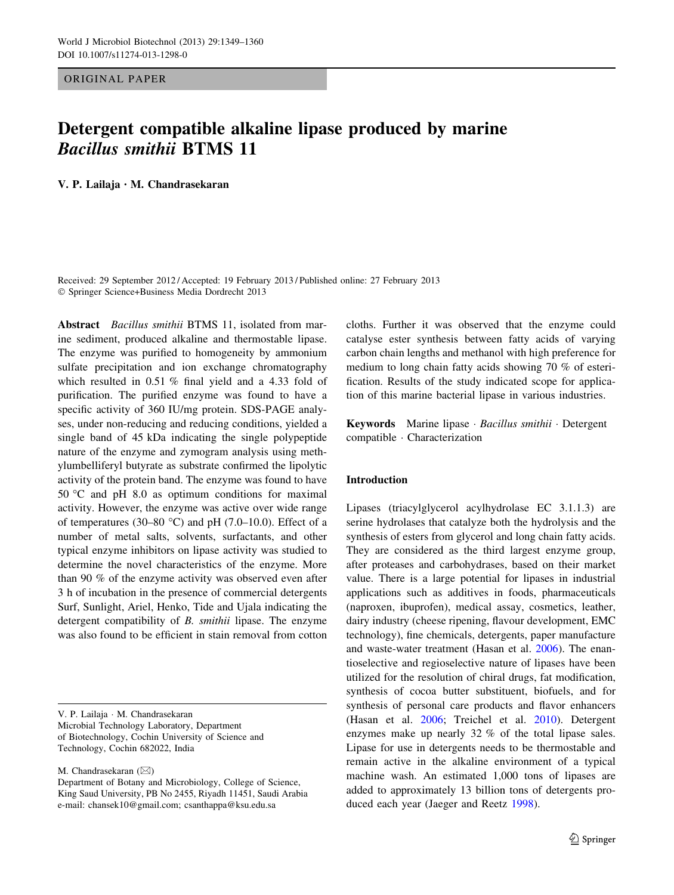ORIGINAL PAPER

# Detergent compatible alkaline lipase produced by marine *Bacillus smithii* BTMS 11

**V. P. Lailaja · M. Chandrasekaran**

Received: 29 September 2012 / Accepted: 19 February 2013 / Published online: 27 February 2013
© Springer Science+Business Media Dordrecht 2013

**Abstract** *Bacillus smithii* BTMS 11, isolated from marine sediment, produced alkaline and thermostable lipase. The enzyme was purified to homogeneity by ammonium sulfate precipitation and ion exchange chromatography which resulted in 0.51 % final yield and a 4.33 fold of purification. The purified enzyme was found to have a specific activity of 360 IU/mg protein. SDS-PAGE analyses, under non-reducing and reducing conditions, yielded a single band of 45 kDa indicating the single polypeptide nature of the enzyme and zymogram analysis using methylumbelliferyl butyrate as substrate confirmed the lipolytic activity of the protein band. The enzyme was found to have 50 °C and pH 8.0 as optimum conditions for maximal activity. However, the enzyme was active over wide range of temperatures (30–80 °C) and pH (7.0–10.0). Effect of a number of metal salts, solvents, surfactants, and other typical enzyme inhibitors on lipase activity was studied to determine the novel characteristics of the enzyme. More than 90 % of the enzyme activity was observed even after 3 h of incubation in the presence of commercial detergents Surf, Sunlight, Ariel, Henko, Tide and Ujala indicating the detergent compatibility of *B. smithii* lipase. The enzyme was also found to be efficient in stain removal from cotton cloths. Further it was observed that the enzyme could catalyse ester synthesis between fatty acids of varying carbon chain lengths and methanol with high preference for medium to long chain fatty acids showing 70 % of esterification. Results of the study indicated scope for application of this marine bacterial lipase in various industries.

**Keywords** Marine lipase · *Bacillus smithii* · Detergent compatible · Characterization

V. P. Lailaja · M. Chandrasekaran
Microbial Technology Laboratory, Department of Biotechnology, Cochin University of Science and Technology, Cochin 682022, India

M. Chandrasekaran (✉)
Department of Botany and Microbiology, College of Science, King Saud University, PB No 2455, Riyadh 11451, Saudi Arabia
e-mail: chansek10@gmail.com; csanthappa@ksu.edu.sa

## Introduction

Lipases (triacylglycerol acylhydrolase EC 3.1.1.3) are serine hydrolases that catalyze both the hydrolysis and the synthesis of esters from glycerol and long chain fatty acids. They are considered as the third largest enzyme group, after proteases and carbohydrases, based on their market value. There is a large potential for lipases in industrial applications such as additives in foods, pharmaceuticals (naproxen, ibuprofen), medical assay, cosmetics, leather, dairy industry (cheese ripening, flavour development, EMC technology), fine chemicals, detergents, paper manufacture and waste-water treatment (Hasan et al. 2006). The enantioselective and regioselective nature of lipases have been utilized for the resolution of chiral drugs, fat modification, synthesis of cocoa butter substituent, biofuels, and for synthesis of personal care products and flavor enhancers (Hasan et al. 2006; Treichel et al. 2010). Detergent enzymes make up nearly 32 % of the total lipase sales. Lipase for use in detergents needs to be thermostable and remain active in the alkaline environment of a typical machine wash. An estimated 1,000 tons of lipases are added to approximately 13 billion tons of detergents produced each year (Jaeger and Reetz 1998).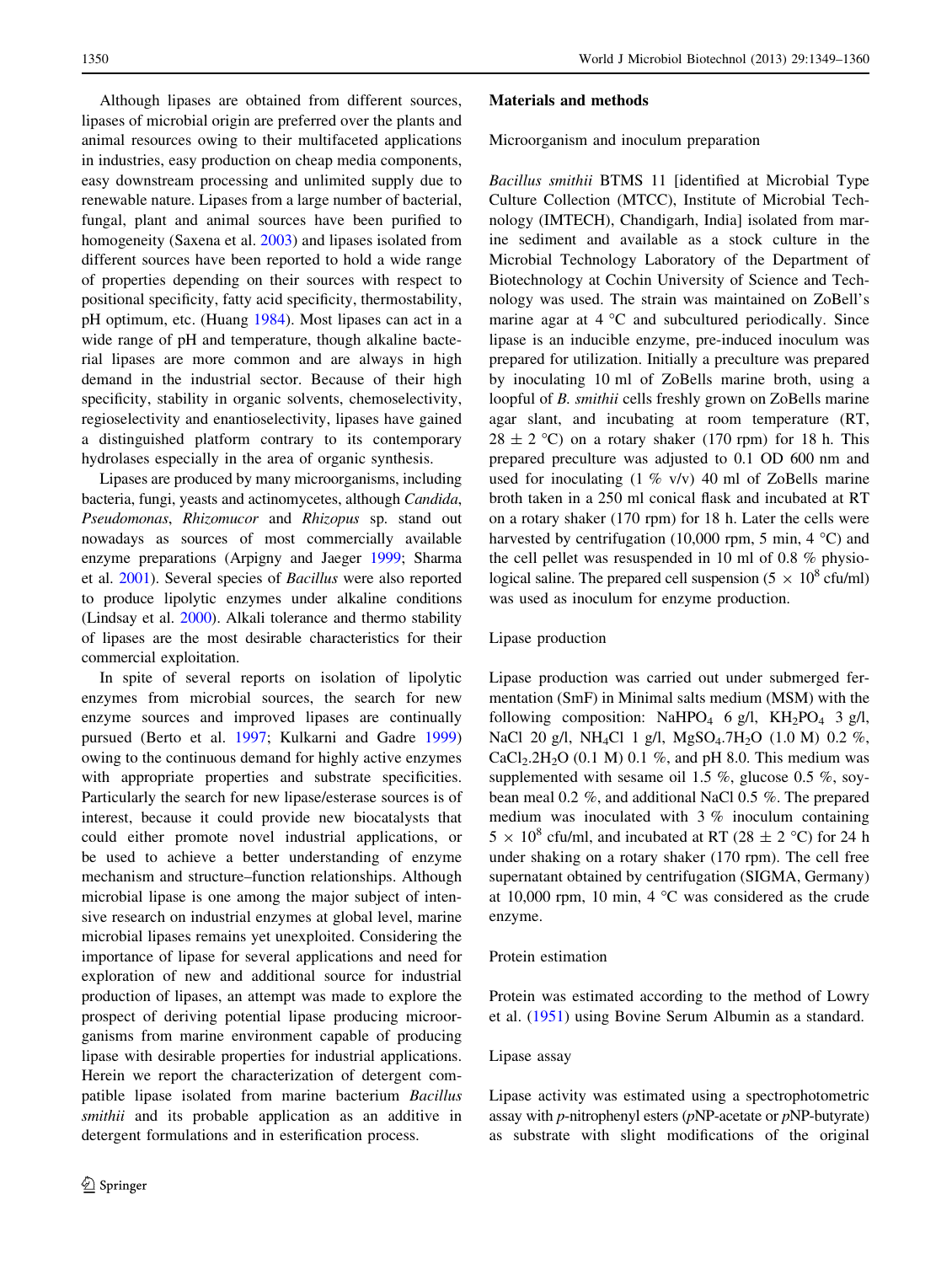Although lipases are obtained from different sources, lipases of microbial origin are preferred over the plants and animal resources owing to their multifaceted applications in industries, easy production on cheap media components, easy downstream processing and unlimited supply due to renewable nature. Lipases from a large number of bacterial, fungal, plant and animal sources have been purified to homogeneity (Saxena et al. 2003) and lipases isolated from different sources have been reported to hold a wide range of properties depending on their sources with respect to positional specificity, fatty acid specificity, thermostability, pH optimum, etc. (Huang 1984). Most lipases can act in a wide range of pH and temperature, though alkaline bacterial lipases are more common and are always in high demand in the industrial sector. Because of their high specificity, stability in organic solvents, chemoselectivity, regioselectivity and enantioselectivity, lipases have gained a distinguished platform contrary to its contemporary hydrolases especially in the area of organic synthesis.

Lipases are produced by many microorganisms, including bacteria, fungi, yeasts and actinomycetes, although *Candida*, *Pseudomonas*, *Rhizomucor* and *Rhizopus* sp. stand out nowadays as sources of most commercially available enzyme preparations (Arpigny and Jaeger 1999; Sharma et al. 2001). Several species of *Bacillus* were also reported to produce lipolytic enzymes under alkaline conditions (Lindsay et al. 2000). Alkali tolerance and thermo stability of lipases are the most desirable characteristics for their commercial exploitation.

In spite of several reports on isolation of lipolytic enzymes from microbial sources, the search for new enzyme sources and improved lipases are continually pursued (Berto et al. 1997; Kulkarni and Gadre 1999) owing to the continuous demand for highly active enzymes with appropriate properties and substrate specificities. Particularly the search for new lipase/esterase sources is of interest, because it could provide new biocatalysts that could either promote novel industrial applications, or be used to achieve a better understanding of enzyme mechanism and structure–function relationships. Although microbial lipase is one among the major subject of intensive research on industrial enzymes at global level, marine microbial lipases remains yet unexploited. Considering the importance of lipase for several applications and need for exploration of new and additional source for industrial production of lipases, an attempt was made to explore the prospect of deriving potential lipase producing microorganisms from marine environment capable of producing lipase with desirable properties for industrial applications. Herein we report the characterization of detergent compatible lipase isolated from marine bacterium *Bacillus smithii* and its probable application as an additive in detergent formulations and in esterification process.

## Materials and methods

### Microorganism and inoculum preparation

*Bacillus smithii* BTMS 11 [identified at Microbial Type Culture Collection (MTCC), Institute of Microbial Technology (IMTECH), Chandigarh, India] isolated from marine sediment and available as a stock culture in the Microbial Technology Laboratory of the Department of Biotechnology at Cochin University of Science and Technology was used. The strain was maintained on ZoBell's marine agar at 4 °C and subcultured periodically. Since lipase is an inducible enzyme, pre-induced inoculum was prepared for utilization. Initially a preculture was prepared by inoculating 10 ml of ZoBells marine broth, using a loopful of *B. smithii* cells freshly grown on ZoBells marine agar slant, and incubating at room temperature (RT, 28 ± 2 °C) on a rotary shaker (170 rpm) for 18 h. This prepared preculture was adjusted to 0.1 OD 600 nm and used for inoculating (1 % v/v) 40 ml of ZoBells marine broth taken in a 250 ml conical flask and incubated at RT on a rotary shaker (170 rpm) for 18 h. Later the cells were harvested by centrifugation (10,000 rpm, 5 min, 4 °C) and the cell pellet was resuspended in 10 ml of 0.8 % physiological saline. The prepared cell suspension ($5 \times 10^8$ cfu/ml) was used as inoculum for enzyme production.

### Lipase production

Lipase production was carried out under submerged fermentation (SmF) in Minimal salts medium (MSM) with the following composition: $NaHPO_4$ 6 g/l, $KH_2PO_4$ 3 g/l, NaCl 20 g/l, $NH_4Cl$ 1 g/l, $MgSO_4.7H_2O$ (1.0 M) 0.2 %, $CaCl_2.2H_2O$ (0.1 M) 0.1 %, and pH 8.0. This medium was supplemented with sesame oil 1.5 %, glucose 0.5 %, soybean meal 0.2 %, and additional NaCl 0.5 %. The prepared medium was inoculated with 3 % inoculum containing $5 \times 10^8$ cfu/ml, and incubated at RT (28 ± 2 °C) for 24 h under shaking on a rotary shaker (170 rpm). The cell free supernatant obtained by centrifugation (SIGMA, Germany) at 10,000 rpm, 10 min, 4 °C was considered as the crude enzyme.

### Protein estimation

Protein was estimated according to the method of Lowry et al. (1951) using Bovine Serum Albumin as a standard.

### Lipase assay

Lipase activity was estimated using a spectrophotometric assay with *p*-nitrophenyl esters (*p*NP-acetate or *p*NP-butyrate) as substrate with slight modifications of the original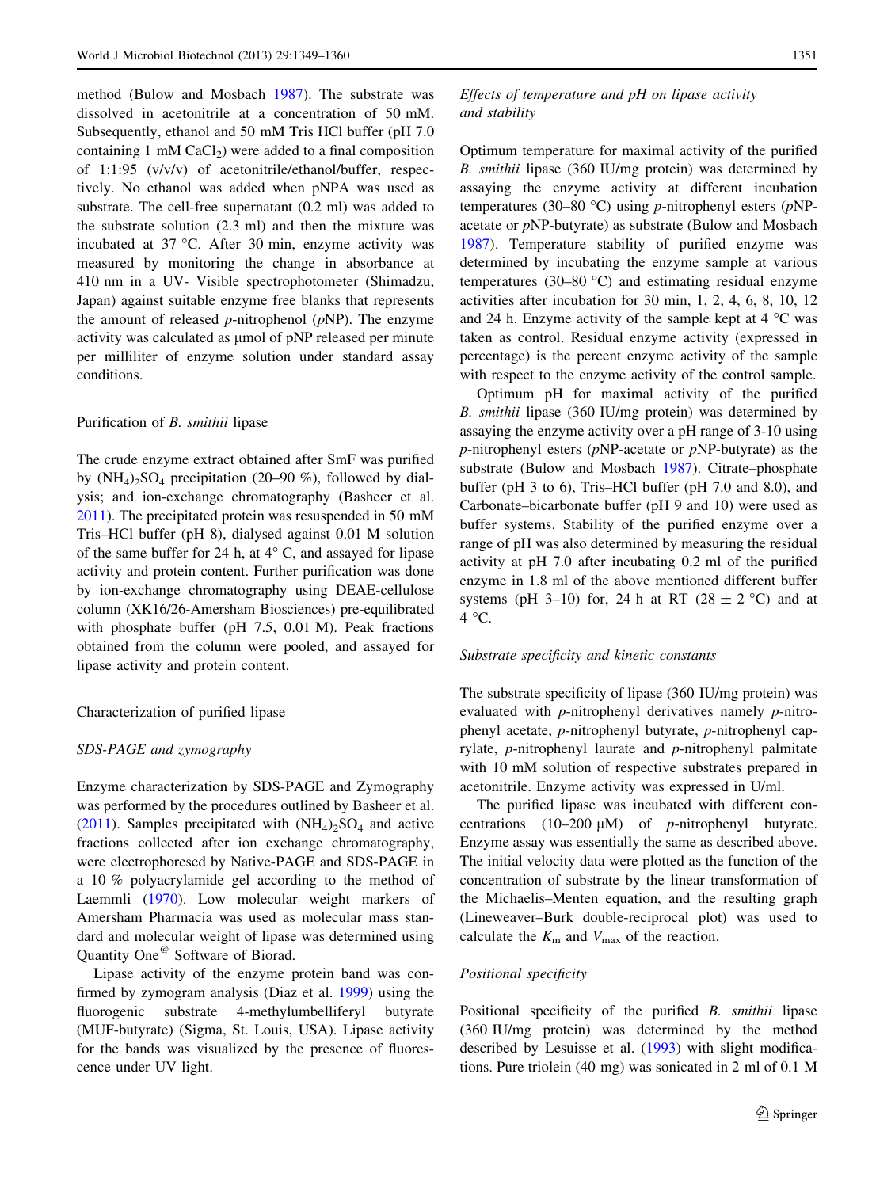method (Bulow and Mosbach 1987). The substrate was dissolved in acetonitrile at a concentration of 50 mM. Subsequently, ethanol and 50 mM Tris HCl buffer (pH 7.0 containing 1 mM $CaCl_2$) were added to a final composition of 1:1:95 (v/v/v) of acetonitrile/ethanol/buffer, respectively. No ethanol was added when pNPA was used as substrate. The cell-free supernatant (0.2 ml) was added to the substrate solution (2.3 ml) and then the mixture was incubated at 37 °C. After 30 min, enzyme activity was measured by monitoring the change in absorbance at 410 nm in a UV- Visible spectrophotometer (Shimadzu, Japan) against suitable enzyme free blanks that represents the amount of released *p*-nitrophenol (*p*NP). The enzyme activity was calculated as µmol of pNP released per minute per milliliter of enzyme solution under standard assay conditions.

### Purification of *B. smithii* lipase

The crude enzyme extract obtained after SmF was purified by $(NH_4)_2SO_4$ precipitation (20–90 %), followed by dialysis; and ion-exchange chromatography (Basheer et al. 2011). The precipitated protein was resuspended in 50 mM Tris–HCl buffer (pH 8), dialysed against 0.01 M solution of the same buffer for 24 h, at 4° C, and assayed for lipase activity and protein content. Further purification was done by ion-exchange chromatography using DEAE-cellulose column (XK16/26-Amersham Biosciences) pre-equilibrated with phosphate buffer (pH 7.5, 0.01 M). Peak fractions obtained from the column were pooled, and assayed for lipase activity and protein content.

### Characterization of purified lipase

#### *SDS-PAGE and zymography*

Enzyme characterization by SDS-PAGE and Zymography was performed by the procedures outlined by Basheer et al. (2011). Samples precipitated with $(NH_4)_2SO_4$ and active fractions collected after ion exchange chromatography, were electrophoresed by Native-PAGE and SDS-PAGE in a 10 % polyacrylamide gel according to the method of Laemmli (1970). Low molecular weight markers of Amersham Pharmacia was used as molecular mass standard and molecular weight of lipase was determined using Quantity One® Software of Biorad.

Lipase activity of the enzyme protein band was confirmed by zymogram analysis (Diaz et al. 1999) using the fluorogenic substrate 4-methylumbelliferyl butyrate (MUF-butyrate) (Sigma, St. Louis, USA). Lipase activity for the bands was visualized by the presence of fluorescence under UV light.

#### *Effects of temperature and pH on lipase activity and stability*

Optimum temperature for maximal activity of the purified *B. smithii* lipase (360 IU/mg protein) was determined by assaying the enzyme activity at different incubation temperatures (30–80 °C) using *p*-nitrophenyl esters (*p*NP-acetate or *p*NP-butyrate) as substrate (Bulow and Mosbach 1987). Temperature stability of purified enzyme was determined by incubating the enzyme sample at various temperatures (30–80 °C) and estimating residual enzyme activities after incubation for 30 min, 1, 2, 4, 6, 8, 10, 12 and 24 h. Enzyme activity of the sample kept at 4 °C was taken as control. Residual enzyme activity (expressed in percentage) is the percent enzyme activity of the sample with respect to the enzyme activity of the control sample.

Optimum pH for maximal activity of the purified *B. smithii* lipase (360 IU/mg protein) was determined by assaying the enzyme activity over a pH range of 3-10 using *p*-nitrophenyl esters (*p*NP-acetate or *p*NP-butyrate) as the substrate (Bulow and Mosbach 1987). Citrate–phosphate buffer (pH 3 to 6), Tris–HCl buffer (pH 7.0 and 8.0), and Carbonate–bicarbonate buffer (pH 9 and 10) were used as buffer systems. Stability of the purified enzyme over a range of pH was also determined by measuring the residual activity at pH 7.0 after incubating 0.2 ml of the purified enzyme in 1.8 ml of the above mentioned different buffer systems (pH 3–10) for, 24 h at RT (28 ± 2 °C) and at 4 °C.

#### *Substrate specificity and kinetic constants*

The substrate specificity of lipase (360 IU/mg protein) was evaluated with *p*-nitrophenyl derivatives namely *p*-nitrophenyl acetate, *p*-nitrophenyl butyrate, *p*-nitrophenyl caprylate, *p*-nitrophenyl laurate and *p*-nitrophenyl palmitate with 10 mM solution of respective substrates prepared in acetonitrile. Enzyme activity was expressed in U/ml.

The purified lipase was incubated with different concentrations (10–200 µM) of *p*-nitrophenyl butyrate. Enzyme assay was essentially the same as described above. The initial velocity data were plotted as the function of the concentration of substrate by the linear transformation of the Michaelis–Menten equation, and the resulting graph (Lineweaver–Burk double-reciprocal plot) was used to calculate the $K_m$ and $V_{max}$ of the reaction.

#### *Positional specificity*

Positional specificity of the purified *B. smithii* lipase (360 IU/mg protein) was determined by the method described by Lesuisse et al. (1993) with slight modifications. Pure triolein (40 mg) was sonicated in 2 ml of 0.1 M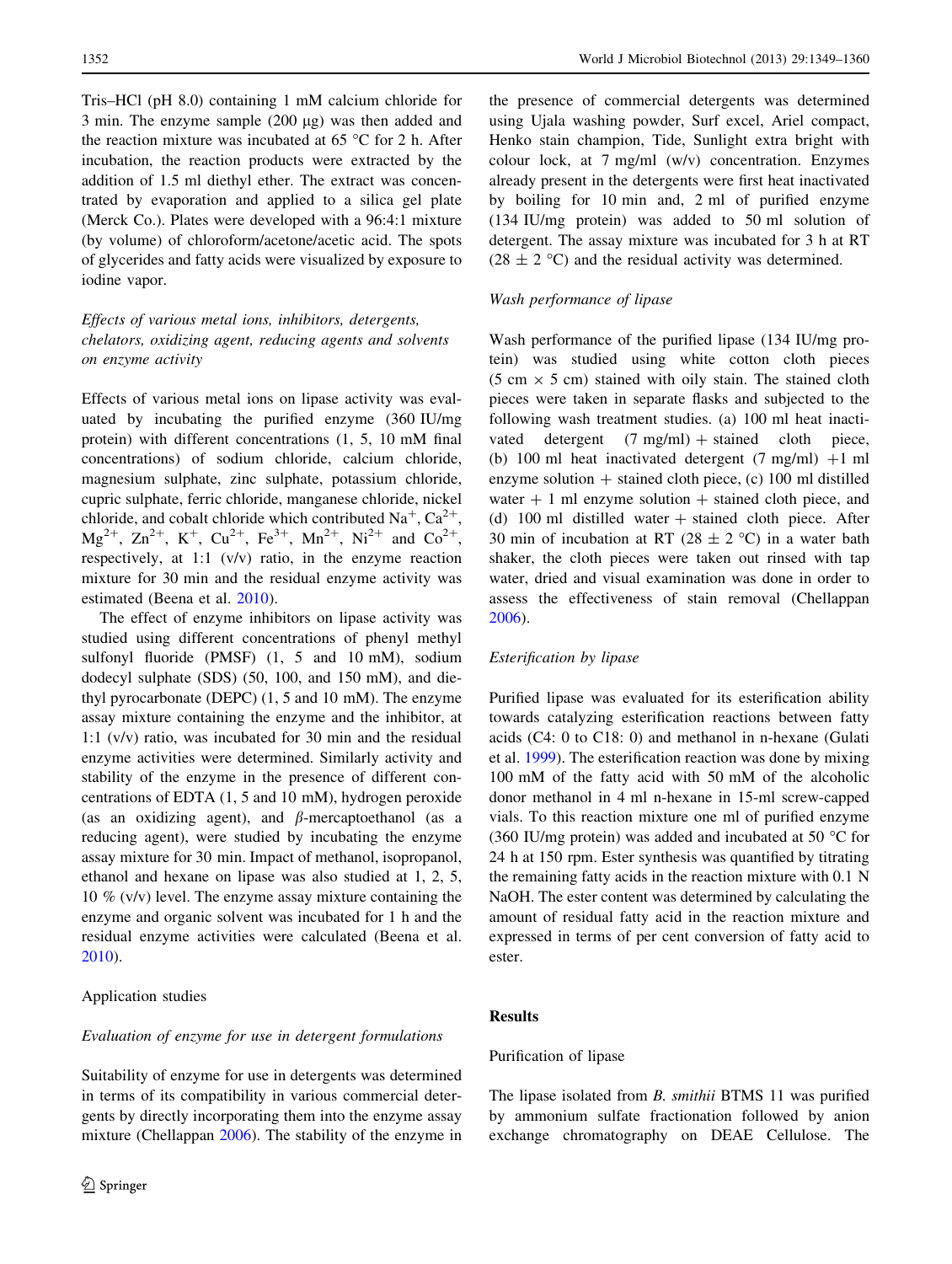Tris–HCl (pH 8.0) containing 1 mM calcium chloride for 3 min. The enzyme sample (200 μg) was then added and the reaction mixture was incubated at 65 °C for 2 h. After incubation, the reaction products were extracted by the addition of 1.5 ml diethyl ether. The extract was concentrated by evaporation and applied to a silica gel plate (Merck Co.). Plates were developed with a 96:4:1 mixture (by volume) of chloroform/acetone/acetic acid. The spots of glycerides and fatty acids were visualized by exposure to iodine vapor.

*Effects of various metal ions, inhibitors, detergents, chelators, oxidizing agent, reducing agents and solvents on enzyme activity*

Effects of various metal ions on lipase activity was evaluated by incubating the purified enzyme (360 IU/mg protein) with different concentrations (1, 5, 10 mM final concentrations) of sodium chloride, calcium chloride, magnesium sulphate, zinc sulphate, potassium chloride, cupric sulphate, ferric chloride, manganese chloride, nickel chloride, and cobalt chloride which contributed $Na^{+}$, $Ca^{2+}$, $Mg^{2+}$, $Zn^{2+}$, $K^{+}$, $Cu^{2+}$, $Fe^{3+}$, $Mn^{2+}$, $Ni^{2+}$ and $Co^{2+}$, respectively, at 1:1 (v/v) ratio, in the enzyme reaction mixture for 30 min and the residual enzyme activity was estimated (Beena et al. 2010).

The effect of enzyme inhibitors on lipase activity was studied using different concentrations of phenyl methyl sulfonyl fluoride (PMSF) (1, 5 and 10 mM), sodium dodecyl sulphate (SDS) (50, 100, and 150 mM), and diethyl pyrocarbonate (DEPC) (1, 5 and 10 mM). The enzyme assay mixture containing the enzyme and the inhibitor, at 1:1 (v/v) ratio, was incubated for 30 min and the residual enzyme activities were determined. Similarly activity and stability of the enzyme in the presence of different concentrations of EDTA (1, 5 and 10 mM), hydrogen peroxide (as an oxidizing agent), and β-mercaptoethanol (as a reducing agent), were studied by incubating the enzyme assay mixture for 30 min. Impact of methanol, isopropanol, ethanol and hexane on lipase was also studied at 1, 2, 5, 10 % (v/v) level. The enzyme assay mixture containing the enzyme and organic solvent was incubated for 1 h and the residual enzyme activities were calculated (Beena et al. 2010).

## Application studies

*Evaluation of enzyme for use in detergent formulations*

Suitability of enzyme for use in detergents was determined in terms of its compatibility in various commercial detergents by directly incorporating them into the enzyme assay mixture (Chellappan 2006). The stability of the enzyme in the presence of commercial detergents was determined using Ujala washing powder, Surf excel, Ariel compact, Henko stain champion, Tide, Sunlight extra bright with colour lock, at 7 mg/ml (w/v) concentration. Enzymes already present in the detergents were first heat inactivated by boiling for 10 min and, 2 ml of purified enzyme (134 IU/mg protein) was added to 50 ml solution of detergent. The assay mixture was incubated for 3 h at RT (28 ± 2 °C) and the residual activity was determined.

*Wash performance of lipase*

Wash performance of the purified lipase (134 IU/mg protein) was studied using white cotton cloth pieces (5 cm × 5 cm) stained with oily stain. The stained cloth pieces were taken in separate flasks and subjected to the following wash treatment studies. (a) 100 ml heat inactivated detergent (7 mg/ml) + stained cloth piece, (b) 100 ml heat inactivated detergent (7 mg/ml) +1 ml enzyme solution + stained cloth piece, (c) 100 ml distilled water + 1 ml enzyme solution + stained cloth piece, and (d) 100 ml distilled water + stained cloth piece. After 30 min of incubation at RT (28 ± 2 °C) in a water bath shaker, the cloth pieces were taken out rinsed with tap water, dried and visual examination was done in order to assess the effectiveness of stain removal (Chellappan 2006).

*Esterification by lipase*

Purified lipase was evaluated for its esterification ability towards catalyzing esterification reactions between fatty acids (C4: 0 to C18: 0) and methanol in n-hexane (Gulati et al. 1999). The esterification reaction was done by mixing 100 mM of the fatty acid with 50 mM of the alcoholic donor methanol in 4 ml n-hexane in 15-ml screw-capped vials. To this reaction mixture one ml of purified enzyme (360 IU/mg protein) was added and incubated at 50 °C for 24 h at 150 rpm. Ester synthesis was quantified by titrating the remaining fatty acids in the reaction mixture with 0.1 N NaOH. The ester content was determined by calculating the amount of residual fatty acid in the reaction mixture and expressed in terms of per cent conversion of fatty acid to ester.

## Results

### Purification of lipase

The lipase isolated from *B. smithii* BTMS 11 was purified by ammonium sulfate fractionation followed by anion exchange chromatography on DEAE Cellulose. The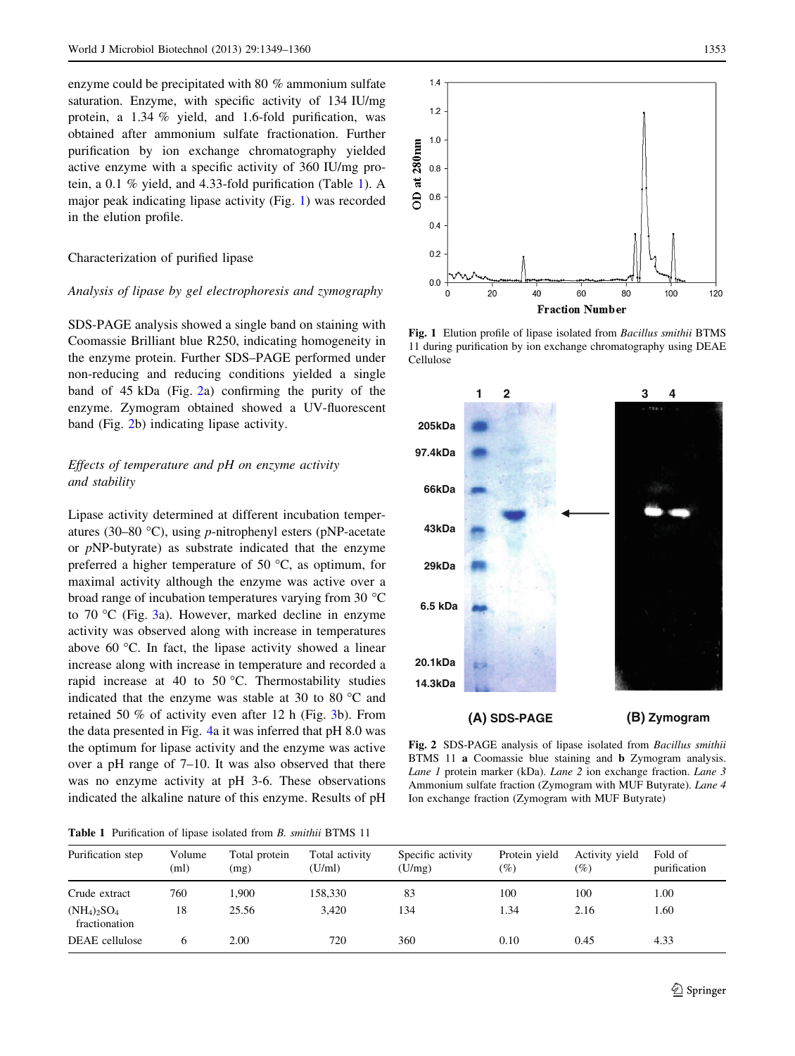enzyme could be precipitated with 80 % ammonium sulfate saturation. Enzyme, with specific activity of 134 IU/mg protein, a 1.34 % yield, and 1.6-fold purification, was obtained after ammonium sulfate fractionation. Further purification by ion exchange chromatography yielded active enzyme with a specific activity of 360 IU/mg protein, a 0.1 % yield, and 4.33-fold purification (Table 1). A major peak indicating lipase activity (Fig. 1) was recorded in the elution profile.

Fig. 1 Elution profile of lipase isolated from *Bacillus smithii* BTMS 11 during purification by ion exchange chromatography using DEAE Cellulose

## Characterization of purified lipase

### *Analysis of lipase by gel electrophoresis and zymography*

SDS-PAGE analysis showed a single band on staining with Coomassie Brilliant blue R250, indicating homogeneity in the enzyme protein. Further SDS–PAGE performed under non-reducing and reducing conditions yielded a single band of 45 kDa (Fig. 2a) confirming the purity of the enzyme. Zymogram obtained showed a UV-fluorescent band (Fig. 2b) indicating lipase activity.

Fig. 2 SDS-PAGE analysis of lipase isolated from *Bacillus smithii* BTMS 11 **a** Coomassie blue staining and **b** Zymogram analysis. *Lane 1* protein marker (kDa). *Lane 2* ion exchange fraction. *Lane 3* Ammonium sulfate fraction (Zymogram with MUF Butyrate). *Lane 4* Ion exchange fraction (Zymogram with MUF Butyrate)

### *Effects of temperature and pH on enzyme activity and stability*

Lipase activity determined at different incubation temperatures (30–80 °C), using *p*-nitrophenyl esters (pNP-acetate or *p*NP-butyrate) as substrate indicated that the enzyme preferred a higher temperature of 50 °C, as optimum, for maximal activity although the enzyme was active over a broad range of incubation temperatures varying from 30 °C to 70 °C (Fig. 3a). However, marked decline in enzyme activity was observed along with increase in temperatures above 60 °C. In fact, the lipase activity showed a linear increase along with increase in temperature and recorded a rapid increase at 40 to 50 °C. Thermostability studies indicated that the enzyme was stable at 30 to 80 °C and retained 50 % of activity even after 12 h (Fig. 3b). From the data presented in Fig. 4a it was inferred that pH 8.0 was the optimum for lipase activity and the enzyme was active over a pH range of 7–10. It was also observed that there was no enzyme activity at pH 3-6. These observations indicated the alkaline nature of this enzyme. Results of pH

Table 1 Purification of lipase isolated from *B. smithii* BTMS 11

| Purification step | Volume (ml) | Total protein (mg) | Total activity (U/ml) | Specific activity (U/mg) | Protein yield (%) | Activity yield (%) | Fold of purification |
|---|---|---|---|---|---|---|---|
| Crude extract | 760 | 1,900 | 158,330 | 83 | 100 | 100 | 1.00 |
| $(NH_4)_2SO_4$ fractionation | 18 | 25.56 | 3,420 | 134 | 1.34 | 2.16 | 1.60 |
| DEAE cellulose | 6 | 2.00 | 720 | 360 | 0.10 | 0.45 | 4.33 |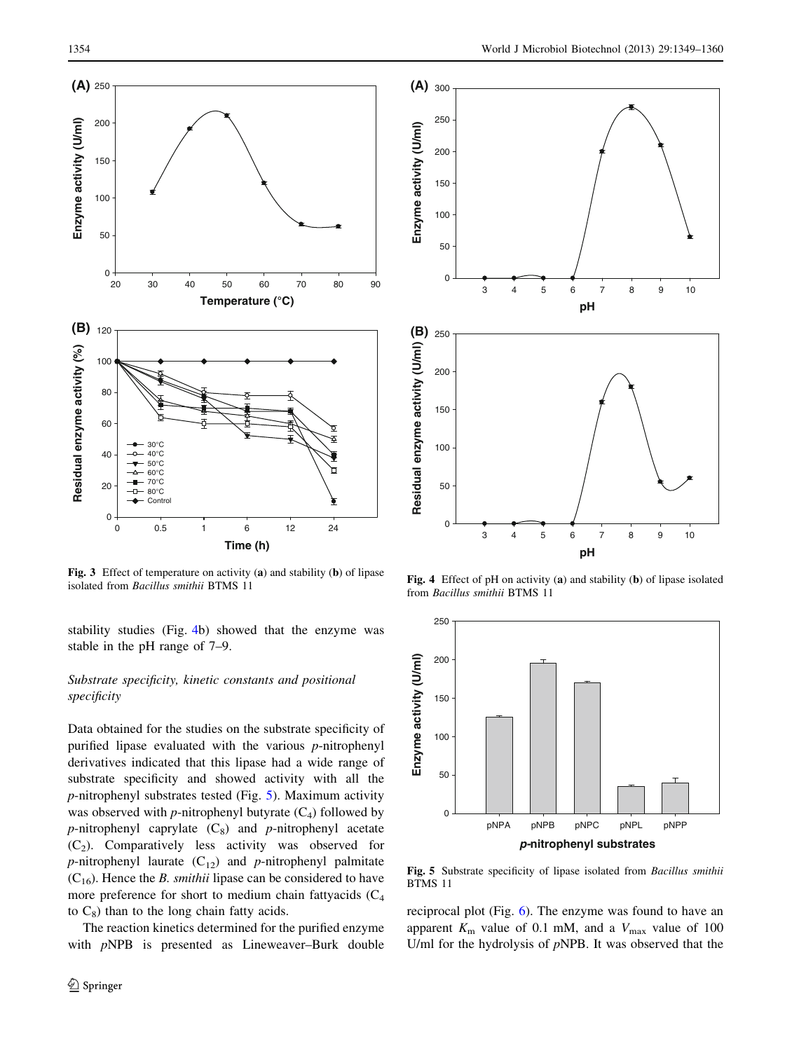Fig. 3 Effect of temperature on activity (**a**) and stability (**b**) of lipase isolated from *Bacillus smithii* BTMS 11

Fig. 4 Effect of pH on activity (**a**) and stability (**b**) of lipase isolated from *Bacillus smithii* BTMS 11

stability studies (Fig. 4b) showed that the enzyme was stable in the pH range of 7–9.

### *Substrate specificity, kinetic constants and positional specificity*

Data obtained for the studies on the substrate specificity of purified lipase evaluated with the various *p*-nitrophenyl derivatives indicated that this lipase had a wide range of substrate specificity and showed activity with all the *p*-nitrophenyl substrates tested (Fig. 5). Maximum activity was observed with *p*-nitrophenyl butyrate ($C_4$) followed by *p*-nitrophenyl caprylate ($C_8$) and *p*-nitrophenyl acetate ($C_2$). Comparatively less activity was observed for *p*-nitrophenyl laurate ($C_{12}$) and *p*-nitrophenyl palmitate ($C_{16}$). Hence the *B. smithii* lipase can be considered to have more preference for short to medium chain fattyacids ($C_4$ to $C_8$) than to the long chain fatty acids.

The reaction kinetics determined for the purified enzyme with *p*NPB is presented as Lineweaver–Burk double reciprocal plot (Fig. 6). The enzyme was found to have an apparent $K_m$ value of 0.1 mM, and a $V_{max}$ value of 100 U/ml for the hydrolysis of *p*NPB. It was observed that the

Fig. 5 Substrate specificity of lipase isolated from *Bacillus smithii* BTMS 11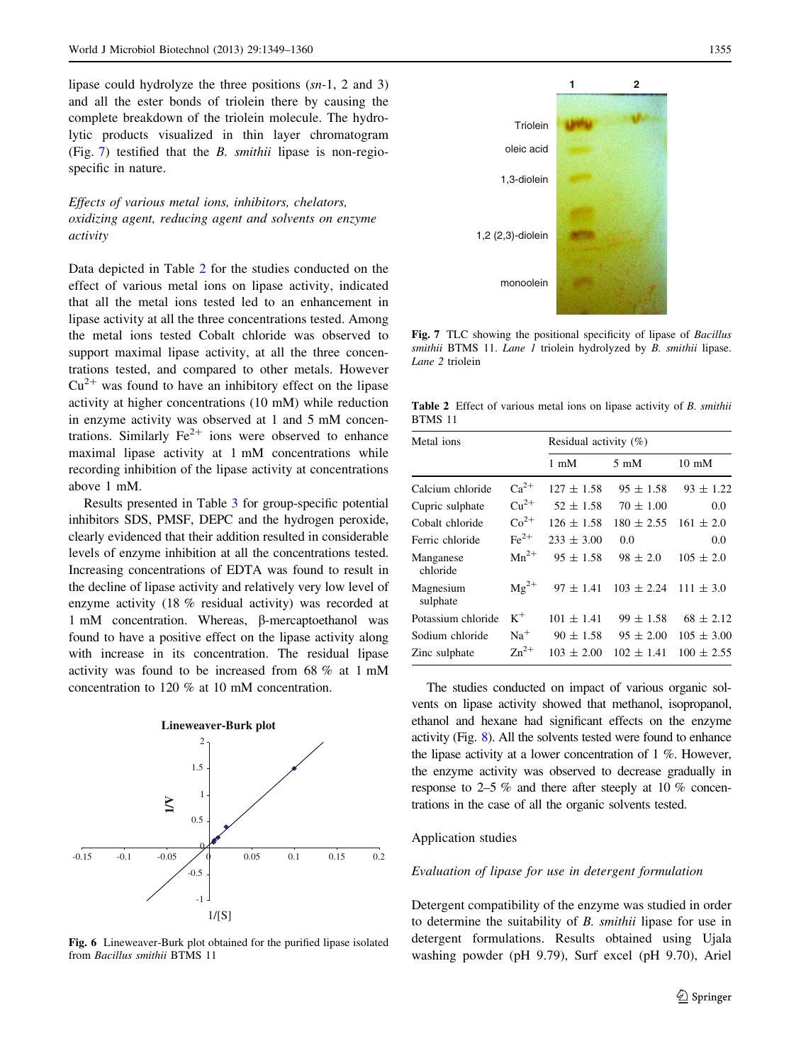lipase could hydrolyze the three positions (*sn*-1, 2 and 3) and all the ester bonds of triolein there by causing the complete breakdown of the triolein molecule. The hydrolytic products visualized in thin layer chromatogram (Fig. 7) testified that the *B. smithii* lipase is non-regio-specific in nature.

### *Effects of various metal ions, inhibitors, chelators, oxidizing agent, reducing agent and solvents on enzyme activity*

Data depicted in Table 2 for the studies conducted on the effect of various metal ions on lipase activity, indicated that all the metal ions tested led to an enhancement in lipase activity at all the three concentrations tested. Among the metal ions tested Cobalt chloride was observed to support maximal lipase activity, at all the three concentrations tested, and compared to other metals. However $Cu^{2+}$ was found to have an inhibitory effect on the lipase activity at higher concentrations (10 mM) while reduction in enzyme activity was observed at 1 and 5 mM concentrations. Similarly $Fe^{2+}$ ions were observed to enhance maximal lipase activity at 1 mM concentrations while recording inhibition of the lipase activity at concentrations above 1 mM.

Results presented in Table 3 for group-specific potential inhibitors SDS, PMSF, DEPC and the hydrogen peroxide, clearly evidenced that their addition resulted in considerable levels of enzyme inhibition at all the concentrations tested. Increasing concentrations of EDTA was found to result in the decline of lipase activity and relatively very low level of enzyme activity (18 % residual activity) was recorded at 1 mM concentration. Whereas, β-mercaptoethanol was found to have a positive effect on the lipase activity along with increase in its concentration. The residual lipase activity was found to be increased from 68 % at 1 mM concentration to 120 % at 10 mM concentration.

Fig. 6 Lineweaver-Burk plot obtained for the purified lipase isolated from *Bacillus smithii* BTMS 11

Fig. 7 TLC showing the positional specificity of lipase of *Bacillus smithii* BTMS 11. *Lane 1* triolein hydrolyzed by *B. smithii* lipase. *Lane 2* triolein

**Table 2** Effect of various metal ions on lipase activity of *B. smithii* BTMS 11

| Metal ions | | Residual activity (%) | | |
|---|---|---|---|---|
| | | 1 mM | 5 mM | 10 mM |
| Calcium chloride | $Ca^{2+}$ | 127 ± 1.58 | 95 ± 1.58 | 93 ± 1.22 |
| Cupric sulphate | $Cu^{2+}$ | 52 ± 1.58 | 70 ± 1.00 | 0.0 |
| Cobalt chloride | $Co^{2+}$ | 126 ± 1.58 | 180 ± 2.55 | 161 ± 2.0 |
| Ferric chloride | $Fe^{2+}$ | 233 ± 3.00 | 0.0 | 0.0 |
| Manganese chloride | $Mn^{2+}$ | 95 ± 1.58 | 98 ± 2.0 | 105 ± 2.0 |
| Magnesium sulphate | $Mg^{2+}$ | 97 ± 1.41 | 103 ± 2.24 | 111 ± 3.0 |
| Potassium chloride | $K^{+}$ | 101 ± 1.41 | 99 ± 1.58 | 68 ± 2.12 |
| Sodium chloride | $Na^{+}$ | 90 ± 1.58 | 95 ± 2.00 | 105 ± 3.00 |
| Zinc sulphate | $Zn^{2+}$ | 103 ± 2.00 | 102 ± 1.41 | 100 ± 2.55 |

The studies conducted on impact of various organic solvents on lipase activity showed that methanol, isopropanol, ethanol and hexane had significant effects on the enzyme activity (Fig. 8). All the solvents tested were found to enhance the lipase activity at a lower concentration of 1 %. However, the enzyme activity was observed to decrease gradually in response to 2–5 % and there after steeply at 10 % concentrations in the case of all the organic solvents tested.

## Application studies

### *Evaluation of lipase for use in detergent formulation*

Detergent compatibility of the enzyme was studied in order to determine the suitability of *B. smithii* lipase for use in detergent formulations. Results obtained using Ujala washing powder (pH 9.79), Surf excel (pH 9.70), Ariel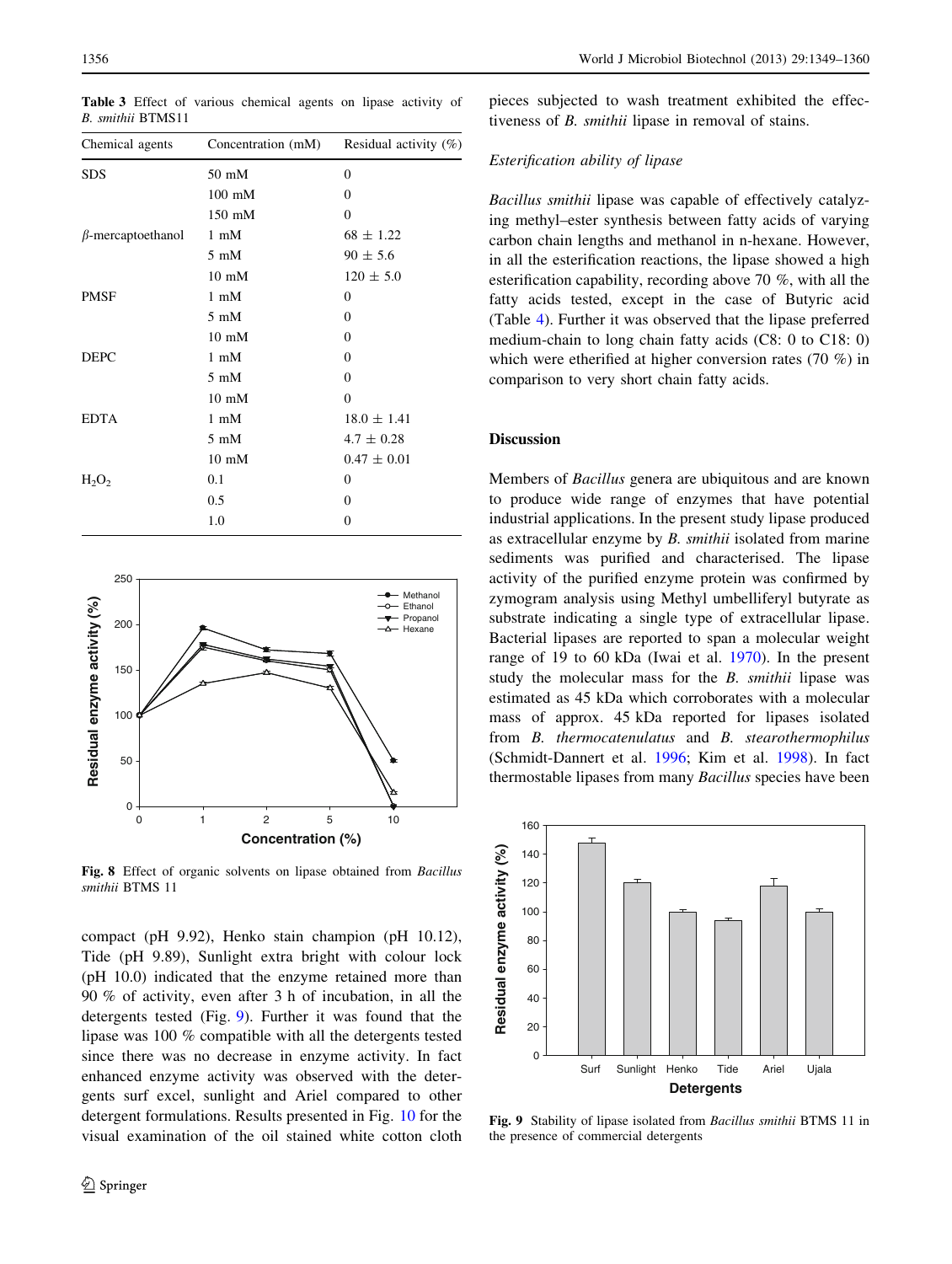**Table 3** Effect of various chemical agents on lipase activity of *B. smithii* BTMS11

| Chemical agents | Concentration (mM) | Residual activity (%) |
|---|---|---|
| SDS | 50 mM | 0 |
| | 100 mM | 0 |
| | 150 mM | 0 |
| β-mercaptoethanol | 1 mM | 68 ± 1.22 |
| | 5 mM | 90 ± 5.6 |
| | 10 mM | 120 ± 5.0 |
| PMSF | 1 mM | 0 |
| | 5 mM | 0 |
| | 10 mM | 0 |
| DEPC | 1 mM | 0 |
| | 5 mM | 0 |
| | 10 mM | 0 |
| EDTA | 1 mM | 18.0 ± 1.41 |
| | 5 mM | 4.7 ± 0.28 |
| | 10 mM | 0.47 ± 0.01 |
| $H_2O_2$ | 0.1 | 0 |
| | 0.5 | 0 |
| | 1.0 | 0 |

**Fig. 8** Effect of organic solvents on lipase obtained from *Bacillus smithii* BTMS 11

compact (pH 9.92), Henko stain champion (pH 10.12), Tide (pH 9.89), Sunlight extra bright with colour lock (pH 10.0) indicated that the enzyme retained more than 90 % of activity, even after 3 h of incubation, in all the detergents tested (Fig. 9). Further it was found that the lipase was 100 % compatible with all the detergents tested since there was no decrease in enzyme activity. In fact enhanced enzyme activity was observed with the detergents surf excel, sunlight and Ariel compared to other detergent formulations. Results presented in Fig. 10 for the visual examination of the oil stained white cotton cloth pieces subjected to wash treatment exhibited the effectiveness of *B. smithii* lipase in removal of stains.

*Esterification ability of lipase*

*Bacillus smithii* lipase was capable of effectively catalyzing methyl–ester synthesis between fatty acids of varying carbon chain lengths and methanol in n-hexane. However, in all the esterification reactions, the lipase showed a high esterification capability, recording above 70 %, with all the fatty acids tested, except in the case of Butyric acid (Table 4). Further it was observed that the lipase preferred medium-chain to long chain fatty acids (C8: 0 to C18: 0) which were etherified at higher conversion rates (70 %) in comparison to very short chain fatty acids.

## Discussion

Members of *Bacillus* genera are ubiquitous and are known to produce wide range of enzymes that have potential industrial applications. In the present study lipase produced as extracellular enzyme by *B. smithii* isolated from marine sediments was purified and characterised. The lipase activity of the purified enzyme protein was confirmed by zymogram analysis using Methyl umbelliferyl butyrate as substrate indicating a single type of extracellular lipase. Bacterial lipases are reported to span a molecular weight range of 19 to 60 kDa (Iwai et al. 1970). In the present study the molecular mass for the *B. smithii* lipase was estimated as 45 kDa which corroborates with a molecular mass of approx. 45 kDa reported for lipases isolated from *B. thermocatenulatus* and *B. stearothermophilus* (Schmidt-Dannert et al. 1996; Kim et al. 1998). In fact thermostable lipases from many *Bacillus* species have been

**Fig. 9** Stability of lipase isolated from *Bacillus smithii* BTMS 11 in the presence of commercial detergents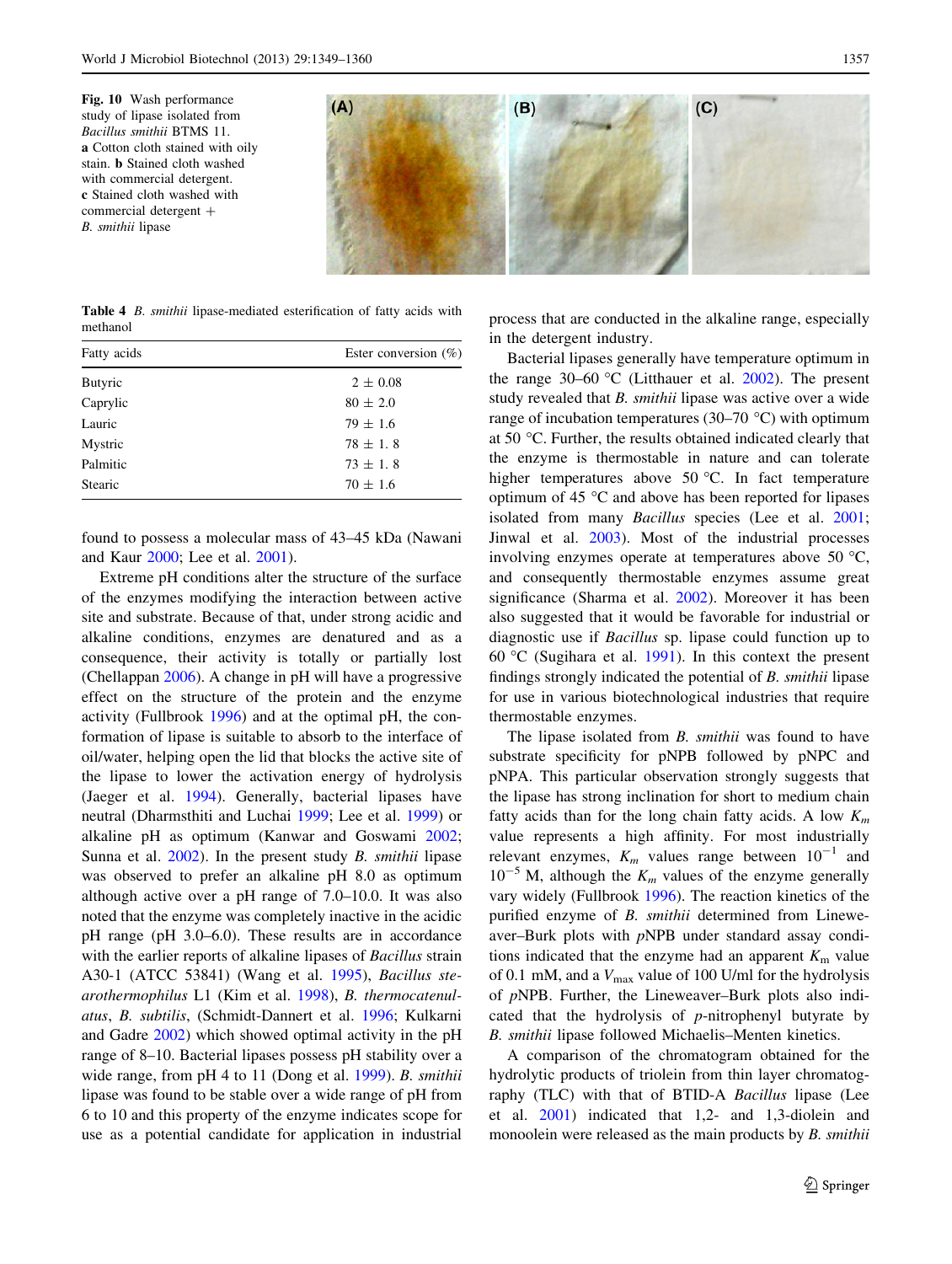**Fig. 10** Wash performance study of lipase isolated from *Bacillus smithii* BTMS 11. **a** Cotton cloth stained with oily stain. **b** Stained cloth washed with commercial detergent. **c** Stained cloth washed with commercial detergent + *B. smithii* lipase

**Table 4** *B. smithii* lipase-mediated esterification of fatty acids with methanol

| Fatty acids | Ester conversion (%) |
|---|---|
| Butyric | 2 ± 0.08 |
| Caprylic | 80 ± 2.0 |
| Lauric | 79 ± 1.6 |
| Mystric | 78 ± 1. 8 |
| Palmitic | 73 ± 1. 8 |
| Stearic | 70 ± 1.6 |

found to possess a molecular mass of 43–45 kDa (Nawani and Kaur 2000; Lee et al. 2001).

Extreme pH conditions alter the structure of the surface of the enzymes modifying the interaction between active site and substrate. Because of that, under strong acidic and alkaline conditions, enzymes are denatured and as a consequence, their activity is totally or partially lost (Chellappan 2006). A change in pH will have a progressive effect on the structure of the protein and the enzyme activity (Fullbrook 1996) and at the optimal pH, the conformation of lipase is suitable to absorb to the interface of oil/water, helping open the lid that blocks the active site of the lipase to lower the activation energy of hydrolysis (Jaeger et al. 1994). Generally, bacterial lipases have neutral (Dharmsthiti and Luchai 1999; Lee et al. 1999) or alkaline pH as optimum (Kanwar and Goswami 2002; Sunna et al. 2002). In the present study *B. smithii* lipase was observed to prefer an alkaline pH 8.0 as optimum although active over a pH range of 7.0–10.0. It was also noted that the enzyme was completely inactive in the acidic pH range (pH 3.0–6.0). These results are in accordance with the earlier reports of alkaline lipases of *Bacillus* strain A30-1 (ATCC 53841) (Wang et al. 1995), *Bacillus stearothermophilus* L1 (Kim et al. 1998), *B. thermocatenulatus*, *B. subtilis*, (Schmidt-Dannert et al. 1996; Kulkarni and Gadre 2002) which showed optimal activity in the pH range of 8–10. Bacterial lipases possess pH stability over a wide range, from pH 4 to 11 (Dong et al. 1999). *B. smithii* lipase was found to be stable over a wide range of pH from 6 to 10 and this property of the enzyme indicates scope for use as a potential candidate for application in industrial process that are conducted in the alkaline range, especially in the detergent industry.

Bacterial lipases generally have temperature optimum in the range 30–60 °C (Litthauer et al. 2002). The present study revealed that *B. smithii* lipase was active over a wide range of incubation temperatures (30–70 °C) with optimum at 50 °C. Further, the results obtained indicated clearly that the enzyme is thermostable in nature and can tolerate higher temperatures above 50 °C. In fact temperature optimum of 45 °C and above has been reported for lipases isolated from many *Bacillus* species (Lee et al. 2001; Jinwal et al. 2003). Most of the industrial processes involving enzymes operate at temperatures above 50 °C, and consequently thermostable enzymes assume great significance (Sharma et al. 2002). Moreover it has been also suggested that it would be favorable for industrial or diagnostic use if *Bacillus* sp. lipase could function up to 60 °C (Sugihara et al. 1991). In this context the present findings strongly indicated the potential of *B. smithii* lipase for use in various biotechnological industries that require thermostable enzymes.

The lipase isolated from *B. smithii* was found to have substrate specificity for pNPB followed by pNPC and pNPA. This particular observation strongly suggests that the lipase has strong inclination for short to medium chain fatty acids than for the long chain fatty acids. A low $K_m$ value represents a high affinity. For most industrially relevant enzymes, $K_m$ values range between $10^{-1}$ and $10^{-5}$ M, although the $K_m$ values of the enzyme generally vary widely (Fullbrook 1996). The reaction kinetics of the purified enzyme of *B. smithii* determined from Lineweaver–Burk plots with *p*NPB under standard assay conditions indicated that the enzyme had an apparent $K_m$ value of 0.1 mM, and a $V_{max}$ value of 100 U/ml for the hydrolysis of *p*NPB. Further, the Lineweaver–Burk plots also indicated that the hydrolysis of *p*-nitrophenyl butyrate by *B. smithii* lipase followed Michaelis–Menten kinetics.

A comparison of the chromatogram obtained for the hydrolytic products of triolein from thin layer chromatography (TLC) with that of BTID-A *Bacillus* lipase (Lee et al. 2001) indicated that 1,2- and 1,3-diolein and monoolein were released as the main products by *B. smithii*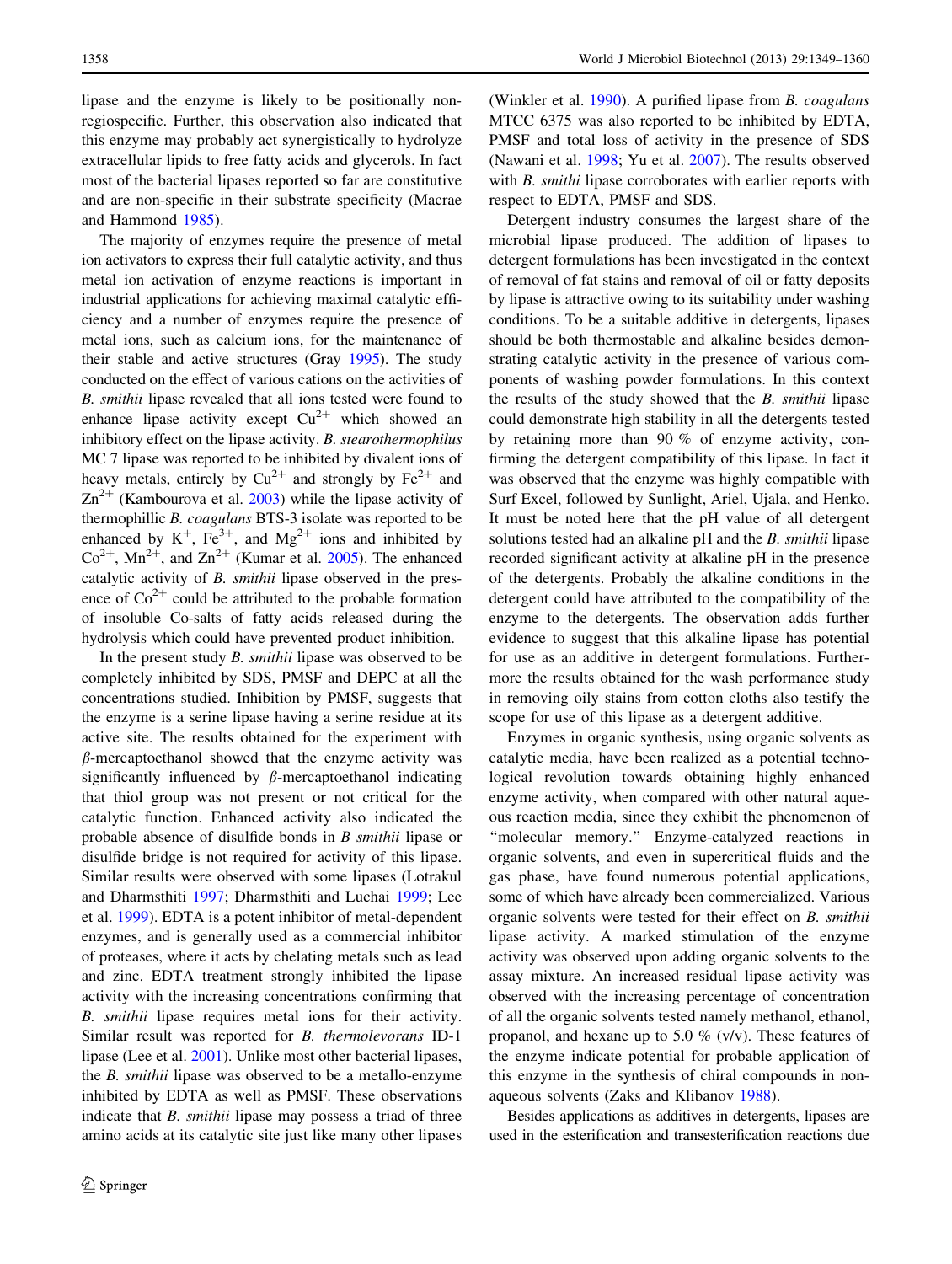lipase and the enzyme is likely to be positionally non-regiospecific. Further, this observation also indicated that this enzyme may probably act synergistically to hydrolyze extracellular lipids to free fatty acids and glycerols. In fact most of the bacterial lipases reported so far are constitutive and are non-specific in their substrate specificity (Macrae and Hammond 1985).

The majority of enzymes require the presence of metal ion activators to express their full catalytic activity, and thus metal ion activation of enzyme reactions is important in industrial applications for achieving maximal catalytic efficiency and a number of enzymes require the presence of metal ions, such as calcium ions, for the maintenance of their stable and active structures (Gray 1995). The study conducted on the effect of various cations on the activities of *B. smithii* lipase revealed that all ions tested were found to enhance lipase activity except $Cu^{2+}$ which showed an inhibitory effect on the lipase activity. *B. stearothermophilus* MC 7 lipase was reported to be inhibited by divalent ions of heavy metals, entirely by $Cu^{2+}$ and strongly by $Fe^{2+}$ and $Zn^{2+}$ (Kambourova et al. 2003) while the lipase activity of thermophillic *B. coagulans* BTS-3 isolate was reported to be enhanced by $K^{+}$, $Fe^{3+}$, and $Mg^{2+}$ ions and inhibited by $Co^{2+}$, $Mn^{2+}$, and $Zn^{2+}$ (Kumar et al. 2005). The enhanced catalytic activity of *B. smithii* lipase observed in the presence of $Co^{2+}$ could be attributed to the probable formation of insoluble Co-salts of fatty acids released during the hydrolysis which could have prevented product inhibition.

In the present study *B. smithii* lipase was observed to be completely inhibited by SDS, PMSF and DEPC at all the concentrations studied. Inhibition by PMSF, suggests that the enzyme is a serine lipase having a serine residue at its active site. The results obtained for the experiment with $\beta$-mercaptoethanol showed that the enzyme activity was significantly influenced by $\beta$-mercaptoethanol indicating that thiol group was not present or not critical for the catalytic function. Enhanced activity also indicated the probable absence of disulfide bonds in *B smithii* lipase or disulfide bridge is not required for activity of this lipase. Similar results were observed with some lipases (Lotrakul and Dharmsthiti 1997; Dharmsthiti and Luchai 1999; Lee et al. 1999). EDTA is a potent inhibitor of metal-dependent enzymes, and is generally used as a commercial inhibitor of proteases, where it acts by chelating metals such as lead and zinc. EDTA treatment strongly inhibited the lipase activity with the increasing concentrations confirming that *B. smithii* lipase requires metal ions for their activity. Similar result was reported for *B. thermolevorans* ID-1 lipase (Lee et al. 2001). Unlike most other bacterial lipases, the *B. smithii* lipase was observed to be a metallo-enzyme inhibited by EDTA as well as PMSF. These observations indicate that *B. smithii* lipase may possess a triad of three amino acids at its catalytic site just like many other lipases (Winkler et al. 1990). A purified lipase from *B. coagulans* MTCC 6375 was also reported to be inhibited by EDTA, PMSF and total loss of activity in the presence of SDS (Nawani et al. 1998; Yu et al. 2007). The results observed with *B. smithi* lipase corroborates with earlier reports with respect to EDTA, PMSF and SDS.

Detergent industry consumes the largest share of the microbial lipase produced. The addition of lipases to detergent formulations has been investigated in the context of removal of fat stains and removal of oil or fatty deposits by lipase is attractive owing to its suitability under washing conditions. To be a suitable additive in detergents, lipases should be both thermostable and alkaline besides demonstrating catalytic activity in the presence of various components of washing powder formulations. In this context the results of the study showed that the *B. smithii* lipase could demonstrate high stability in all the detergents tested by retaining more than 90 % of enzyme activity, confirming the detergent compatibility of this lipase. In fact it was observed that the enzyme was highly compatible with Surf Excel, followed by Sunlight, Ariel, Ujala, and Henko. It must be noted here that the pH value of all detergent solutions tested had an alkaline pH and the *B. smithii* lipase recorded significant activity at alkaline pH in the presence of the detergents. Probably the alkaline conditions in the detergent could have attributed to the compatibility of the enzyme to the detergents. The observation adds further evidence to suggest that this alkaline lipase has potential for use as an additive in detergent formulations. Furthermore the results obtained for the wash performance study in removing oily stains from cotton cloths also testify the scope for use of this lipase as a detergent additive.

Enzymes in organic synthesis, using organic solvents as catalytic media, have been realized as a potential technological revolution towards obtaining highly enhanced enzyme activity, when compared with other natural aqueous reaction media, since they exhibit the phenomenon of "molecular memory." Enzyme-catalyzed reactions in organic solvents, and even in supercritical fluids and the gas phase, have found numerous potential applications, some of which have already been commercialized. Various organic solvents were tested for their effect on *B. smithii* lipase activity. A marked stimulation of the enzyme activity was observed upon adding organic solvents to the assay mixture. An increased residual lipase activity was observed with the increasing percentage of concentration of all the organic solvents tested namely methanol, ethanol, propanol, and hexane up to 5.0 % (v/v). These features of the enzyme indicate potential for probable application of this enzyme in the synthesis of chiral compounds in non-aqueous solvents (Zaks and Klibanov 1988).

Besides applications as additives in detergents, lipases are used in the esterification and transesterification reactions due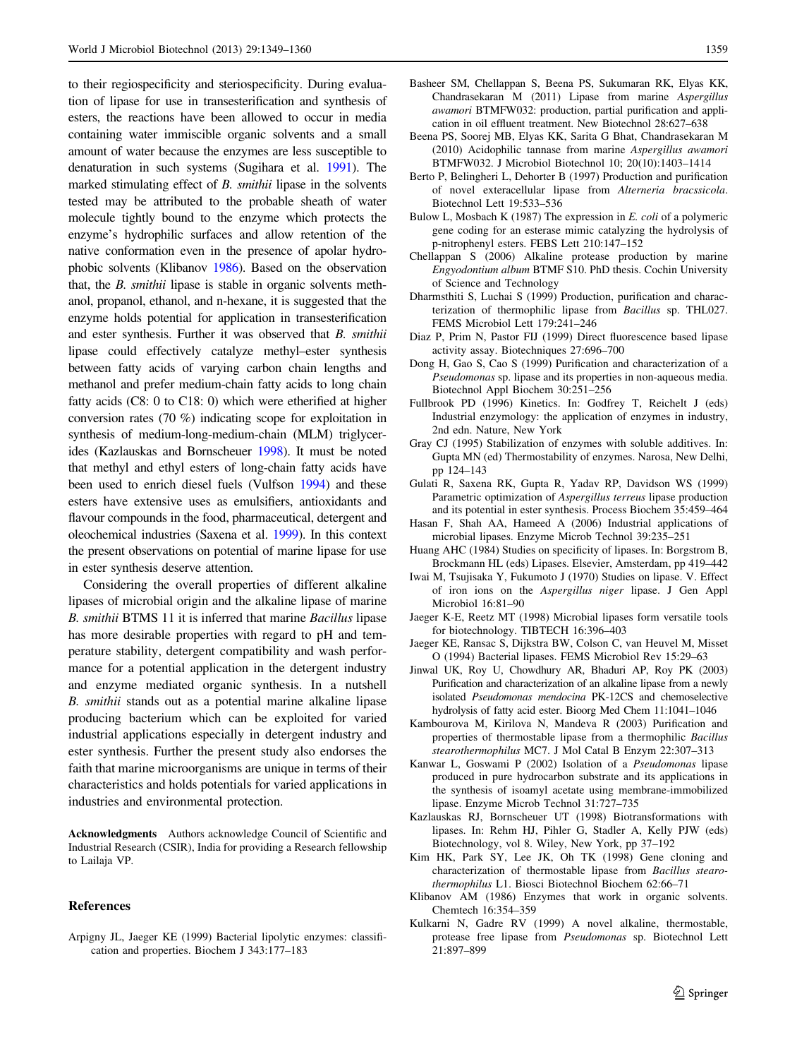to their regiospecificity and steriospecificity. During evaluation of lipase for use in transesterification and synthesis of esters, the reactions have been allowed to occur in media containing water immiscible organic solvents and a small amount of water because the enzymes are less susceptible to denaturation in such systems (Sugihara et al. 1991). The marked stimulating effect of *B. smithii* lipase in the solvents tested may be attributed to the probable sheath of water molecule tightly bound to the enzyme which protects the enzyme's hydrophilic surfaces and allow retention of the native conformation even in the presence of apolar hydrophobic solvents (Klibanov 1986). Based on the observation that, the *B. smithii* lipase is stable in organic solvents methanol, propanol, ethanol, and n-hexane, it is suggested that the enzyme holds potential for application in transesterification and ester synthesis. Further it was observed that *B. smithii* lipase could effectively catalyze methyl–ester synthesis between fatty acids of varying carbon chain lengths and methanol and prefer medium-chain fatty acids to long chain fatty acids (C8: 0 to C18: 0) which were etherified at higher conversion rates (70 %) indicating scope for exploitation in synthesis of medium-long-medium-chain (MLM) triglycerides (Kazlauskas and Bornscheuer 1998). It must be noted that methyl and ethyl esters of long-chain fatty acids have been used to enrich diesel fuels (Vulfson 1994) and these esters have extensive uses as emulsifiers, antioxidants and flavour compounds in the food, pharmaceutical, detergent and oleochemical industries (Saxena et al. 1999). In this context the present observations on potential of marine lipase for use in ester synthesis deserve attention.

Considering the overall properties of different alkaline lipases of microbial origin and the alkaline lipase of marine *B. smithii* BTMS 11 it is inferred that marine *Bacillus* lipase has more desirable properties with regard to pH and temperature stability, detergent compatibility and wash performance for a potential application in the detergent industry and enzyme mediated organic synthesis. In a nutshell *B. smithii* stands out as a potential marine alkaline lipase producing bacterium which can be exploited for varied industrial applications especially in detergent industry and ester synthesis. Further the present study also endorses the faith that marine microorganisms are unique in terms of their characteristics and holds potentials for varied applications in industries and environmental protection.

**Acknowledgments** Authors acknowledge Council of Scientific and Industrial Research (CSIR), India for providing a Research fellowship to Lailaja VP.

## References

Arpigny JL, Jaeger KE (1999) Bacterial lipolytic enzymes: classification and properties. Biochem J 343:177–183

Basheer SM, Chellappan S, Beena PS, Sukumaran RK, Elyas KK, Chandrasekaran M (2011) Lipase from marine *Aspergillus awamori* BTMFW032: production, partial purification and application in oil effluent treatment. New Biotechnol 28:627–638

Beena PS, Soorej MB, Elyas KK, Sarita G Bhat, Chandrasekaran M (2010) Acidophilic tannase from marine *Aspergillus awamori* BTMFW032. J Microbiol Biotechnol 10; 20(10):1403–1414

Berto P, Belingheri L, Dehorter B (1997) Production and purification of novel exteracellular lipase from *Alterneria bracssicola*. Biotechnol Lett 19:533–536

Bulow L, Mosbach K (1987) The expression in *E. coli* of a polymeric gene coding for an esterase mimic catalyzing the hydrolysis of p-nitrophenyl esters. FEBS Lett 210:147–152

Chellappan S (2006) Alkaline protease production by marine *Engyodontium album* BTMF S10. PhD thesis. Cochin University of Science and Technology

Dharmsthiti S, Luchai S (1999) Production, purification and characterization of thermophilic lipase from *Bacillus* sp. THL027. FEMS Microbiol Lett 179:241–246

Diaz P, Prim N, Pastor FIJ (1999) Direct fluorescence based lipase activity assay. Biotechniques 27:696–700

Dong H, Gao S, Cao S (1999) Purification and characterization of a *Pseudomonas* sp. lipase and its properties in non-aqueous media. Biotechnol Appl Biochem 30:251–256

Fullbrook PD (1996) Kinetics. In: Godfrey T, Reichelt J (eds) Industrial enzymology: the application of enzymes in industry, 2nd edn. Nature, New York

Gray CJ (1995) Stabilization of enzymes with soluble additives. In: Gupta MN (ed) Thermostability of enzymes. Narosa, New Delhi, pp 124–143

Gulati R, Saxena RK, Gupta R, Yadav RP, Davidson WS (1999) Parametric optimization of *Aspergillus terreus* lipase production and its potential in ester synthesis. Process Biochem 35:459–464

Hasan F, Shah AA, Hameed A (2006) Industrial applications of microbial lipases. Enzyme Microb Technol 39:235–251

Huang AHC (1984) Studies on specificity of lipases. In: Borgstrom B, Brockmann HL (eds) Lipases. Elsevier, Amsterdam, pp 419–442

Iwai M, Tsujisaka Y, Fukumoto J (1970) Studies on lipase. V. Effect of iron ions on the *Aspergillus niger* lipase. J Gen Appl Microbiol 16:81–90

Jaeger K-E, Reetz MT (1998) Microbial lipases form versatile tools for biotechnology. TIBTECH 16:396–403

Jaeger KE, Ransac S, Dijkstra BW, Colson C, van Heuvel M, Misset O (1994) Bacterial lipases. FEMS Microbiol Rev 15:29–63

Jinwal UK, Roy U, Chowdhury AR, Bhaduri AP, Roy PK (2003) Purification and characterization of an alkaline lipase from a newly isolated *Pseudomonas mendocina* PK-12CS and chemoselective hydrolysis of fatty acid ester. Bioorg Med Chem 11:1041–1046

Kambourova M, Kirilova N, Mandeva R (2003) Purification and properties of thermostable lipase from a thermophilic *Bacillus stearothermophilus* MC7. J Mol Catal B Enzym 22:307–313

Kanwar L, Goswami P (2002) Isolation of a *Pseudomonas* lipase produced in pure hydrocarbon substrate and its applications in the synthesis of isoamyl acetate using membrane-immobilized lipase. Enzyme Microb Technol 31:727–735

Kazlauskas RJ, Bornscheuer UT (1998) Biotransformations with lipases. In: Rehm HJ, Pihler G, Stadler A, Kelly PJW (eds) Biotechnology, vol 8. Wiley, New York, pp 37–192

Kim HK, Park SY, Lee JK, Oh TK (1998) Gene cloning and characterization of thermostable lipase from *Bacillus stearothermophilus* L1. Biosci Biotechnol Biochem 62:66–71

Klibanov AM (1986) Enzymes that work in organic solvents. Chemtech 16:354–359

Kulkarni N, Gadre RV (1999) A novel alkaline, thermostable, protease free lipase from *Pseudomonas* sp. Biotechnol Lett 21:897–899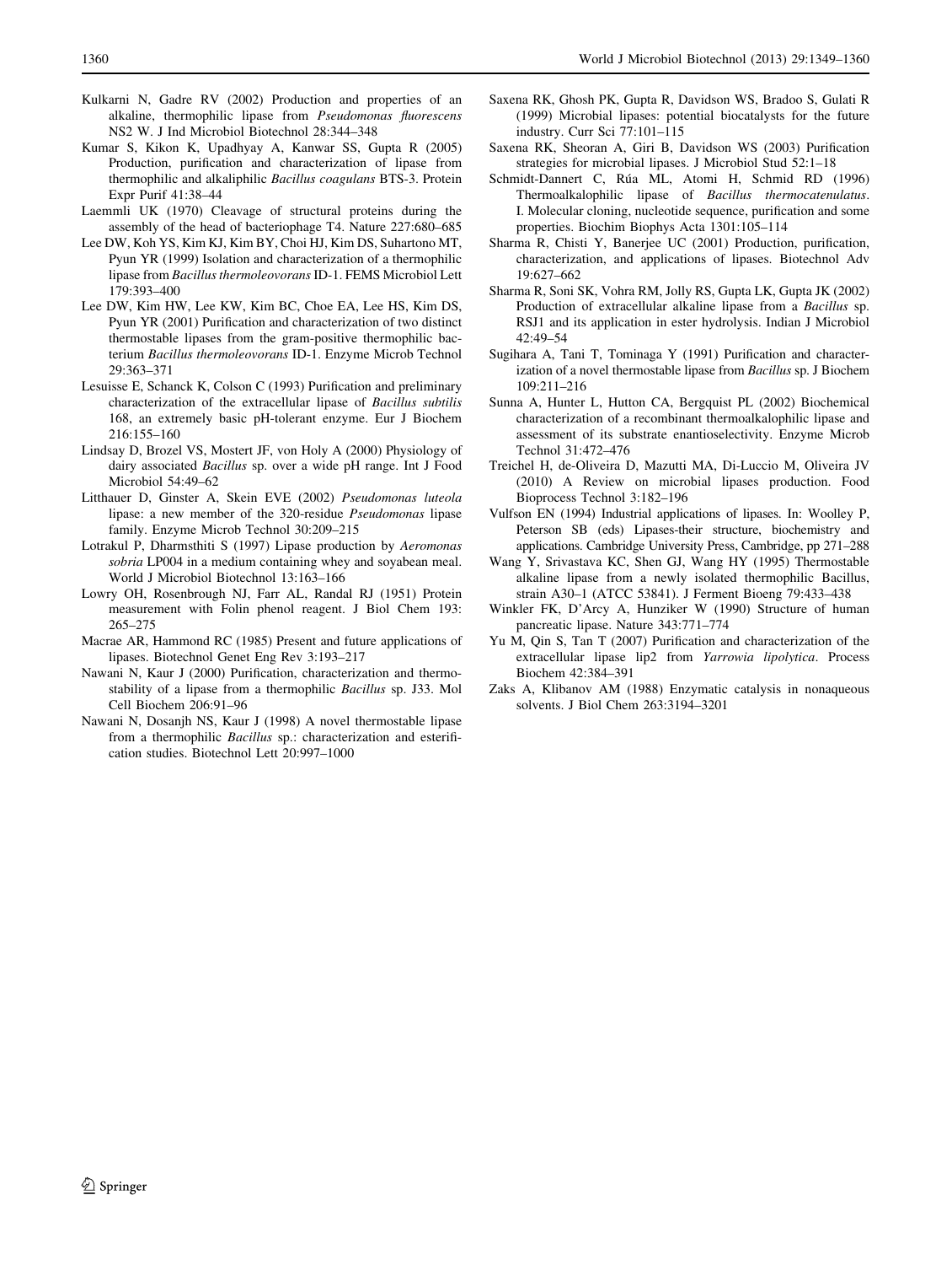Kulkarni N, Gadre RV (2002) Production and properties of an alkaline, thermophilic lipase from *Pseudomonas fluorescens* NS2 W. J Ind Microbiol Biotechnol 28:344–348

Kumar S, Kikon K, Upadhyay A, Kanwar SS, Gupta R (2005) Production, purification and characterization of lipase from thermophilic and alkaliphilic *Bacillus coagulans* BTS-3. Protein Expr Purif 41:38–44

Laemmli UK (1970) Cleavage of structural proteins during the assembly of the head of bacteriophage T4. Nature 227:680–685

Lee DW, Koh YS, Kim KJ, Kim BY, Choi HJ, Kim DS, Suhartono MT, Pyun YR (1999) Isolation and characterization of a thermophilic lipase from *Bacillus thermoleovorans* ID-1. FEMS Microbiol Lett 179:393–400

Lee DW, Kim HW, Lee KW, Kim BC, Choe EA, Lee HS, Kim DS, Pyun YR (2001) Purification and characterization of two distinct thermostable lipases from the gram-positive thermophilic bacterium *Bacillus thermoleovorans* ID-1. Enzyme Microb Technol 29:363–371

Lesuisse E, Schanck K, Colson C (1993) Purification and preliminary characterization of the extracellular lipase of *Bacillus subtilis* 168, an extremely basic pH-tolerant enzyme. Eur J Biochem 216:155–160

Lindsay D, Brozel VS, Mostert JF, von Holy A (2000) Physiology of dairy associated *Bacillus* sp. over a wide pH range. Int J Food Microbiol 54:49–62

Litthauer D, Ginster A, Skein EVE (2002) *Pseudomonas luteola* lipase: a new member of the 320-residue *Pseudomonas* lipase family. Enzyme Microb Technol 30:209–215

Lotrakul P, Dharmsthiti S (1997) Lipase production by *Aeromonas sobria* LP004 in a medium containing whey and soyabean meal. World J Microbiol Biotechnol 13:163–166

Lowry OH, Rosenbrough NJ, Farr AL, Randal RJ (1951) Protein measurement with Folin phenol reagent. J Biol Chem 193: 265–275

Macrae AR, Hammond RC (1985) Present and future applications of lipases. Biotechnol Genet Eng Rev 3:193–217

Nawani N, Kaur J (2000) Purification, characterization and thermostability of a lipase from a thermophilic *Bacillus* sp. J33. Mol Cell Biochem 206:91–96

Nawani N, Dosanjh NS, Kaur J (1998) A novel thermostable lipase from a thermophilic *Bacillus* sp.: characterization and esterification studies. Biotechnol Lett 20:997–1000

Saxena RK, Ghosh PK, Gupta R, Davidson WS, Bradoo S, Gulati R (1999) Microbial lipases: potential biocatalysts for the future industry. Curr Sci 77:101–115

Saxena RK, Sheoran A, Giri B, Davidson WS (2003) Purification strategies for microbial lipases. J Microbiol Stud 52:1–18

Schmidt-Dannert C, Rúa ML, Atomi H, Schmid RD (1996) Thermoalkalophilic lipase of *Bacillus thermocatenulatus*. I. Molecular cloning, nucleotide sequence, purification and some properties. Biochim Biophys Acta 1301:105–114

Sharma R, Chisti Y, Banerjee UC (2001) Production, purification, characterization, and applications of lipases. Biotechnol Adv 19:627–662

Sharma R, Soni SK, Vohra RM, Jolly RS, Gupta LK, Gupta JK (2002) Production of extracellular alkaline lipase from a *Bacillus* sp. RSJ1 and its application in ester hydrolysis. Indian J Microbiol 42:49–54

Sugihara A, Tani T, Tominaga Y (1991) Purification and characterization of a novel thermostable lipase from *Bacillus* sp. J Biochem 109:211–216

Sunna A, Hunter L, Hutton CA, Bergquist PL (2002) Biochemical characterization of a recombinant thermoalkalophilic lipase and assessment of its substrate enantioselectivity. Enzyme Microb Technol 31:472–476

Treichel H, de-Oliveira D, Mazutti MA, Di-Luccio M, Oliveira JV (2010) A Review on microbial lipases production. Food Bioprocess Technol 3:182–196

Vulfson EN (1994) Industrial applications of lipases. In: Woolley P, Peterson SB (eds) Lipases-their structure, biochemistry and applications. Cambridge University Press, Cambridge, pp 271–288

Wang Y, Srivastava KC, Shen GJ, Wang HY (1995) Thermostable alkaline lipase from a newly isolated thermophilic Bacillus, strain A30–1 (ATCC 53841). J Ferment Bioeng 79:433–438

Winkler FK, D'Arcy A, Hunziker W (1990) Structure of human pancreatic lipase. Nature 343:771–774

Yu M, Qin S, Tan T (2007) Purification and characterization of the extracellular lipase lip2 from *Yarrowia lipolytica*. Process Biochem 42:384–391

Zaks A, Klibanov AM (1988) Enzymatic catalysis in nonaqueous solvents. J Biol Chem 263:3194–3201